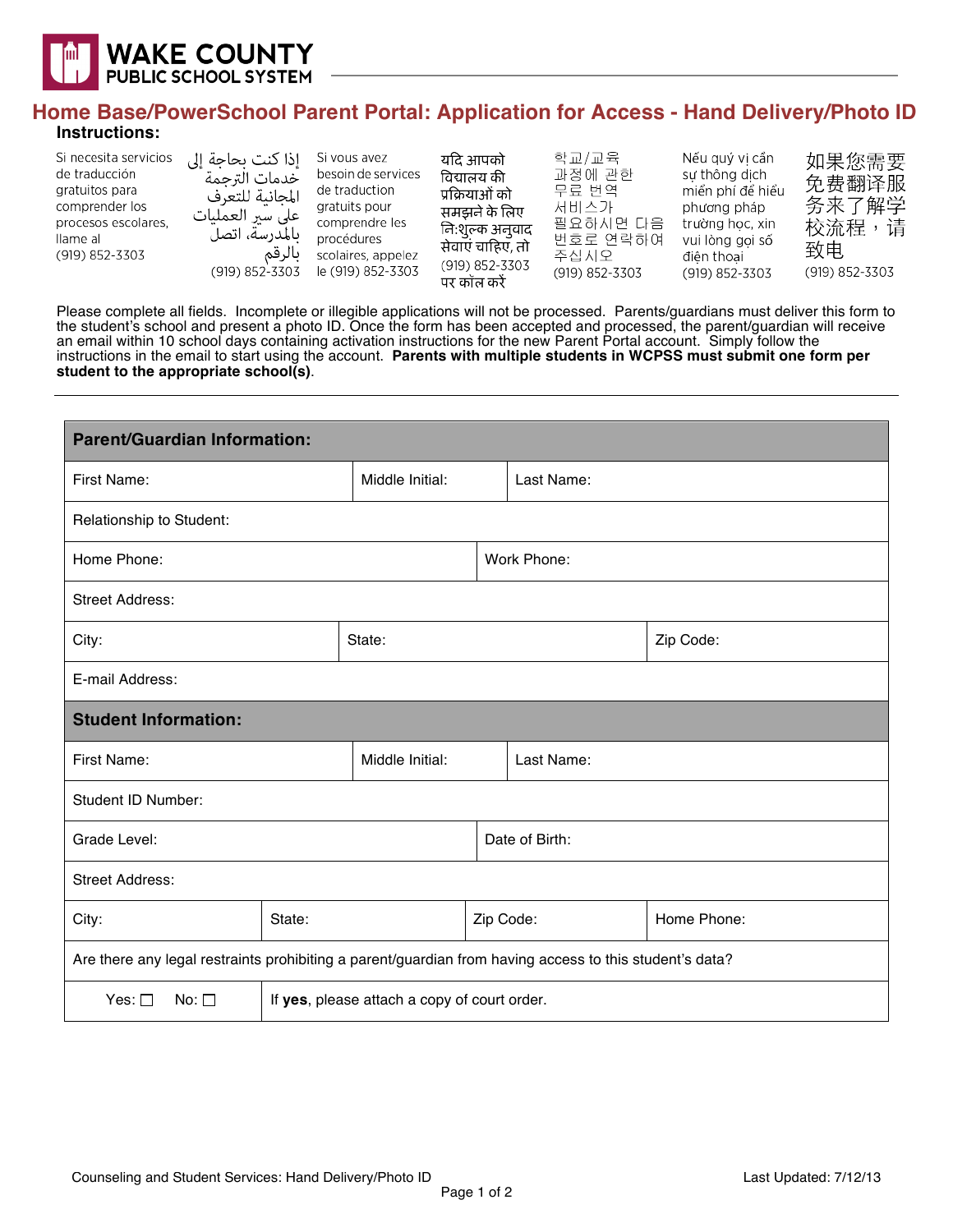**WAKE COUNTY PUBLIC SCHOOL SYSTEM**

# Home Base/PowerSchool Parent Portal: Application for Access - Hand Delivery/Photo ID

## Instructions:

Si necesita servicios de traducción gratuitos para comprender los procesos escolares, llame al (919) 852-3303

إذا كنت بحاجة إلى خدمات الترجمة المجانية للتعرف على سير العمليات بالمدرسة، اتصل بالرقم (919) 852-3303

Si vous avez besoin de services de traduction gratuits pour comprendre les procédures scolaires, appelez le (919) 852-3303

यदि आपको विद्यालय की प्रक्रियाओं को समझने के लिए नि:शुल्क अनुवाद सेवाएं चाहिए, तो (919) 852-3303 पर कॉल करें

학교/교육 과정에 관한 무료 번역 서비스가 필요하시면 다음 번호로 연락하여 주십시오 (919) 852-3303

Nếu quý vị cần sự thông dịch miễn phí để hiểu phương pháp trường học, xin vui lòng gọi số điện thoại (919) 852-3303

如果您需要免费翻译服务来了解学校流程，请致电 (919) 852-3303

Please complete all fields. Incomplete or illegible applications will not be processed. Parents/guardians must deliver this form to the student's school and present a photo ID. Once the form has been accepted and processed, the parent/guardian will receive an email within 10 school days containing activation instructions for the new Parent Portal account. Simply follow the instructions in the email to start using the account. **Parents with multiple students in WCPSS must submit one form per student to the appropriate school(s)**.

| **Parent/Guardian Information:** | | |
|---|---|---|
| First Name: | Middle Initial: | Last Name: |
| Relationship to Student: | | |
| Home Phone: | Work Phone: | |
| Street Address: | | |
| City: | State: | Zip Code: |
| E-mail Address: | | |

| **Student Information:** | | | |
|---|---|---|---|
| First Name: | Middle Initial: | Last Name: | |
| Student ID Number: | | | |
| Grade Level: | Date of Birth: | | |
| Street Address: | | | |
| City: | State: | Zip Code: | Home Phone: |
| Are there any legal restraints prohibiting a parent/guardian from having access to this student's data? | | | |
| Yes: ☐ No: ☐ | If **yes**, please attach a copy of court order. | | |

Counseling and Student Services: Hand Delivery/Photo ID

Last Updated: 7/12/13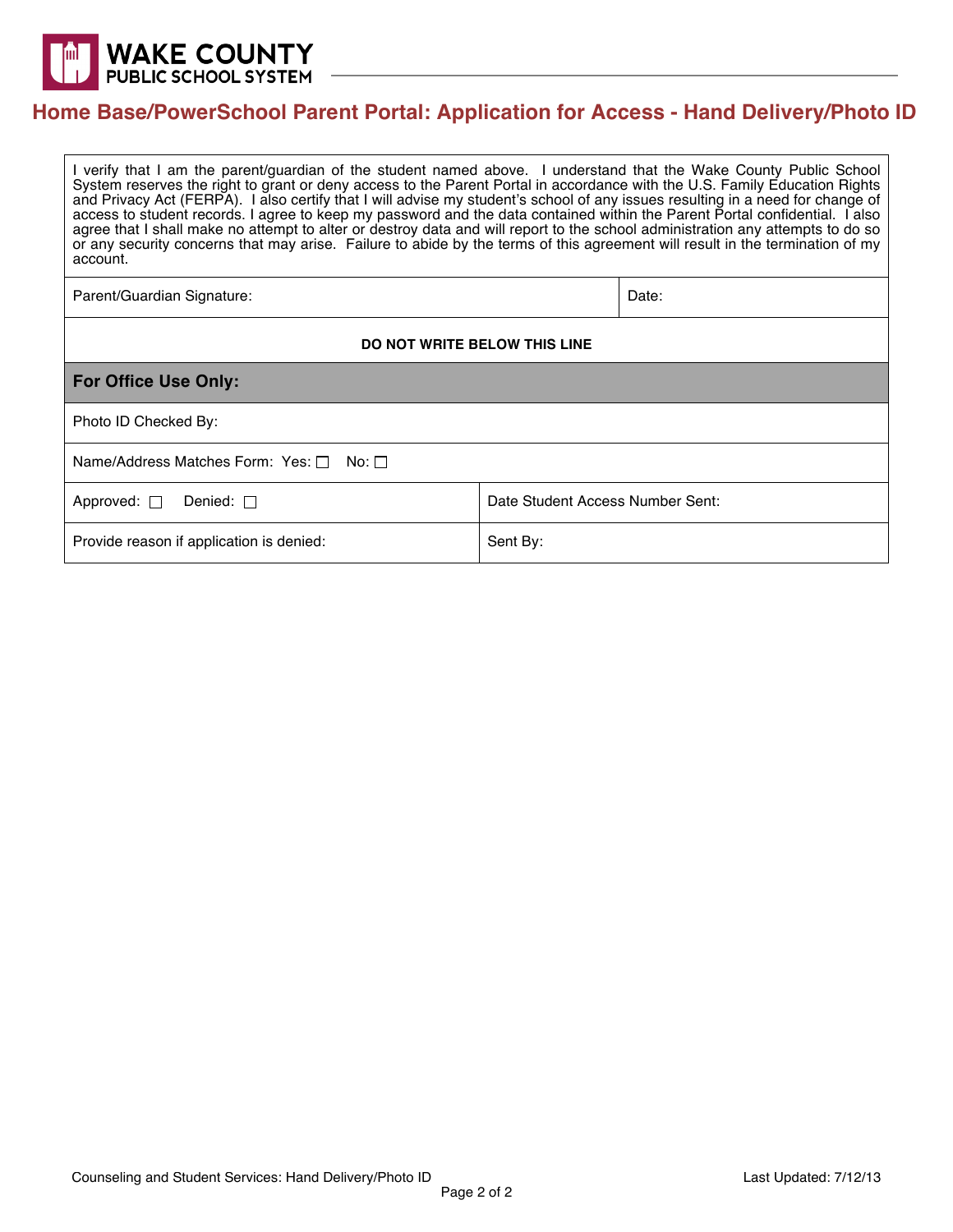**WAKE COUNTY PUBLIC SCHOOL SYSTEM**

# Home Base/PowerSchool Parent Portal: Application for Access - Hand Delivery/Photo ID

I verify that I am the parent/guardian of the student named above. I understand that the Wake County Public School System reserves the right to grant or deny access to the Parent Portal in accordance with the U.S. Family Education Rights and Privacy Act (FERPA). I also certify that I will advise my student's school of any issues resulting in a need for change of access to student records. I agree to keep my password and the data contained within the Parent Portal confidential. I also agree that I shall make no attempt to alter or destroy data and will report to the school administration any attempts to do so or any security concerns that may arise. Failure to abide by the terms of this agreement will result in the termination of my account.

| | |
|---|---|
| Parent/Guardian Signature: | Date: |

**DO NOT WRITE BELOW THIS LINE**

| **For Office Use Only:** | |
|---|---|
| Photo ID Checked By: | |
| Name/Address Matches Form: Yes: ☐ No: ☐ | |
| Approved: ☐ Denied: ☐ | Date Student Access Number Sent: |
| Provide reason if application is denied: | Sent By: |

Counseling and Student Services: Hand Delivery/Photo ID

Last Updated: 7/12/13